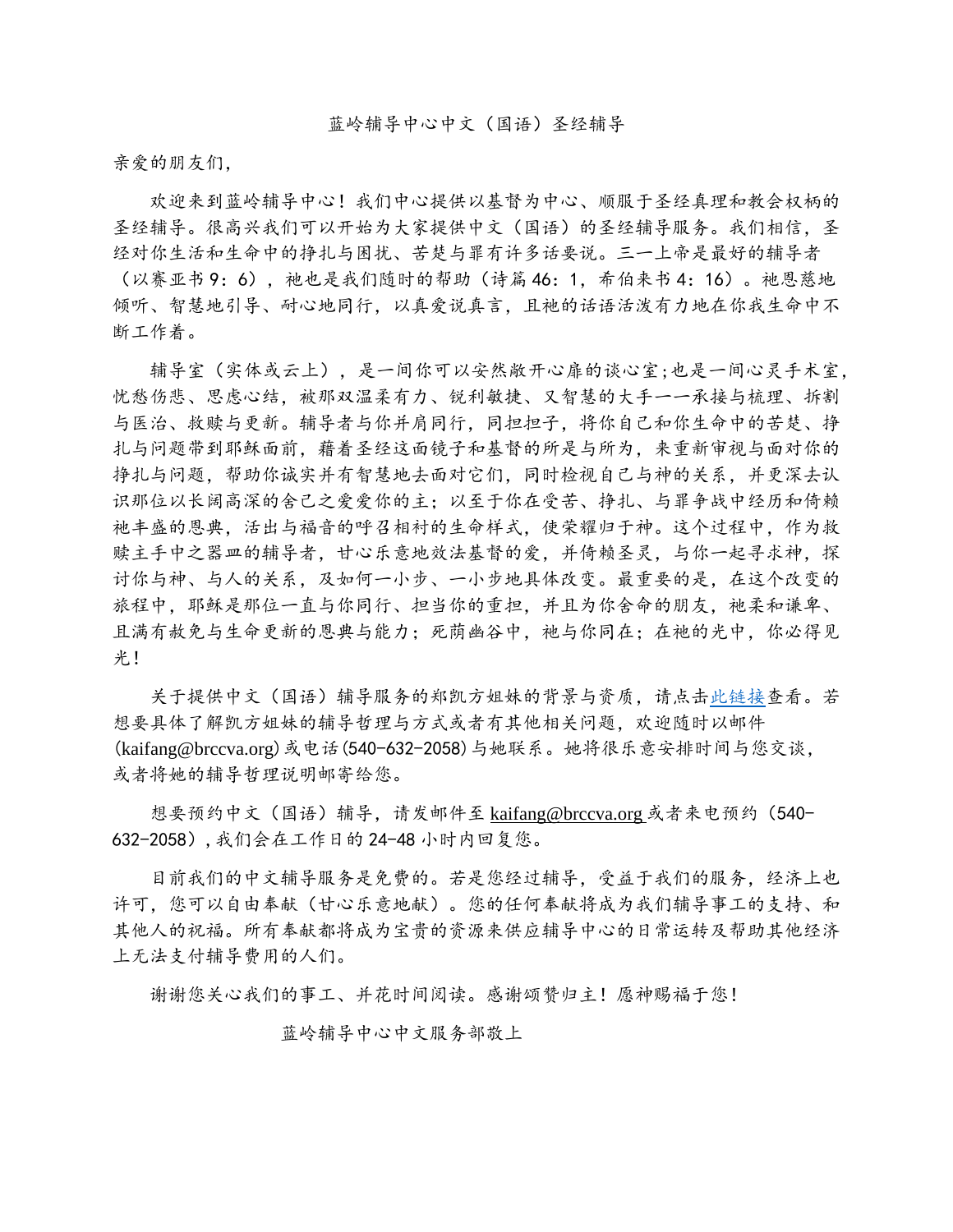蓝岭辅导中心中文（国语）圣经辅导

亲爱的朋友们，

欢迎来到蓝岭辅导中心！我们中心提供以基督为中心、顺服于圣经真理和教会权柄的圣经辅导。很高兴我们可以开始为大家提供中文（国语）的圣经辅导服务。我们相信，圣经对你生活和生命中的挣扎与困扰、苦楚与罪有许多话要说。三一上帝是最好的辅导者（以赛亚书 9：6），祂也是我们随时的帮助（诗篇 46：1，希伯来书 4：16）。祂恩慈地倾听、智慧地引导、耐心地同行，以真爱说真言，且祂的话语活泼有力地在你我生命中不断工作着。

辅导室（实体或云上），是一间你可以安然敞开心扉的谈心室;也是一间心灵手术室，忧愁伤悲、思虑心结，被那双温柔有力、锐利敏捷、又智慧的大手一一承接与梳理、折割与医治、救赎与更新。辅导者与你并肩同行，同担担子，将你自己和你生命中的苦楚、挣扎与问题带到耶稣面前，藉着圣经这面镜子和基督的所是与所为，来重新审视与面对你的挣扎与问题，帮助你诚实并有智慧地去面对它们，同时检视自己与神的关系，并更深去认识那位以长阔高深的舍己之爱爱你的主；以至于你在受苦、挣扎、与罪争战中经历和倚赖祂丰盛的恩典，活出与福音的呼召相衬的生命样式，使荣耀归于神。这个过程中，作为救赎主手中之器皿的辅导者，甘心乐意地效法基督的爱，并倚赖圣灵，与你一起寻求神，探讨你与神、与人的关系，及如何一小步、一小步地具体改变。最重要的是，在这个改变的旅程中，耶稣是那位一直与你同行、担当你的重担，并且为你舍命的朋友，祂柔和谦卑、且满有赦免与生命更新的恩典与能力；死荫幽谷中，祂与你同在；在祂的光中，你必得见光！

关于提供中文（国语）辅导服务的郑凯方姐妹的背景与资质，请点击[此链接](#)查看。若想要具体了解凯方姐妹的辅导哲理与方式或者有其他相关问题，欢迎随时以邮件(kaifang@brccva.org) 或电话 (540-632-2058) 与她联系。她将很乐意安排时间与您交谈，或者将她的辅导哲理说明邮寄给您。

想要预约中文（国语）辅导，请发邮件至 kaifang@brccva.org 或者来电预约（540-632-2058），我们会在工作日的 24-48 小时内回复您。

目前我们的中文辅导服务是免费的。若是您经过辅导，受益于我们的服务，经济上也许可，您可以自由奉献（甘心乐意地献）。您的任何奉献将成为我们辅导事工的支持、和其他人的祝福。所有奉献都将成为宝贵的资源来供应辅导中心的日常运转及帮助其他经济上无法支付辅导费用的人们。

谢谢您关心我们的事工、并花时间阅读。感谢颂赞归主！愿神赐福于您！

蓝岭辅导中心中文服务部敬上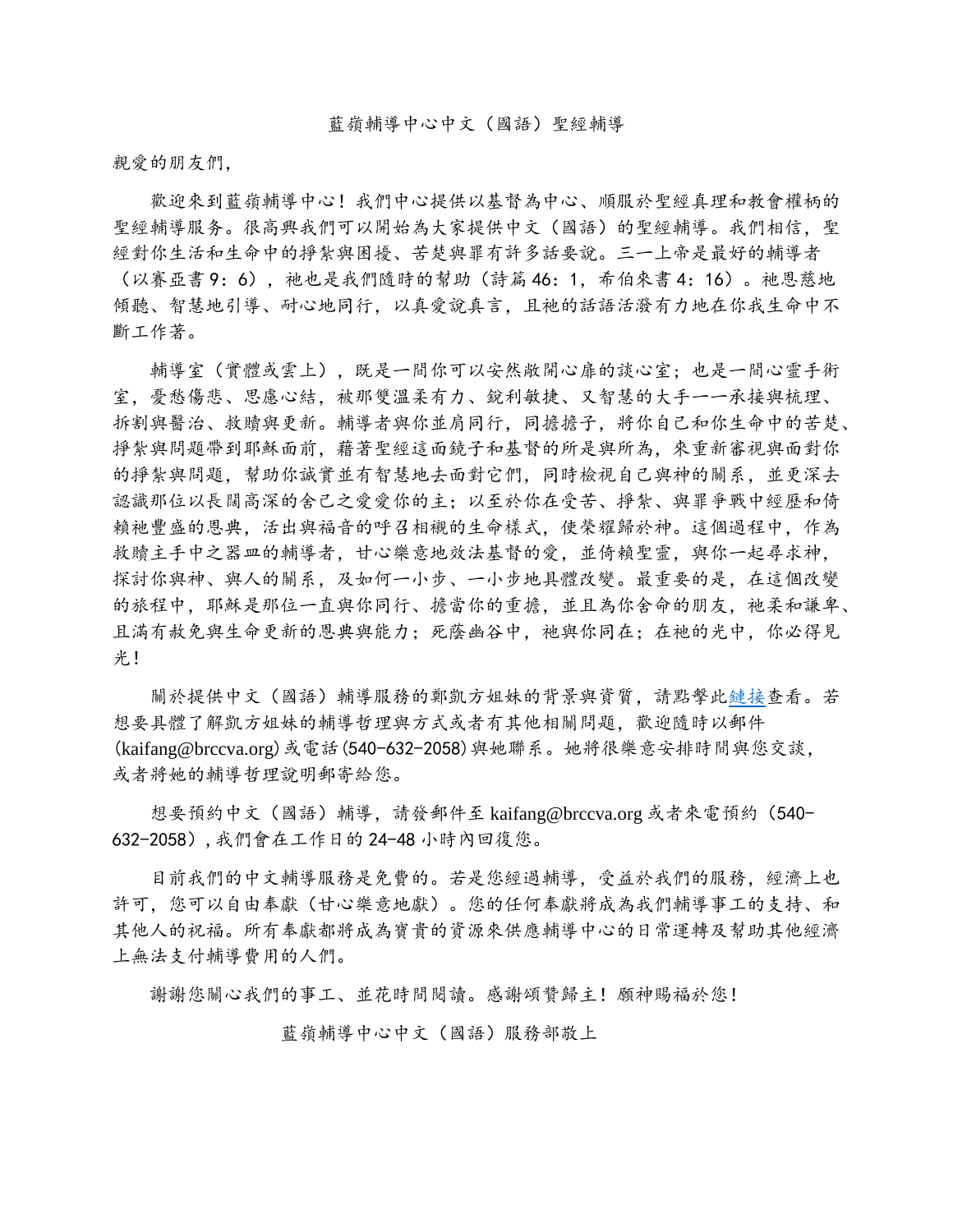# 藍嶺輔導中心中文（國語）聖經輔導

親愛的朋友們，

歡迎來到藍嶺輔導中心！我們中心提供以基督為中心、順服於聖經真理和教會權柄的聖經輔導服務。很高興我們可以開始為大家提供中文（國語）的聖經輔導。我們相信，聖經對你生活和生命中的掙紮與困擾、苦楚與罪有許多話要說。三一上帝是最好的輔導者（以賽亞書 9：6），祂也是我們隨時的幫助（詩篇 46：1，希伯來書 4：16）。祂恩慈地傾聽、智慧地引導、耐心地同行，以真愛說真言，且祂的話語活潑有力地在你我生命中不斷工作著。

輔導室（實體或雲上），既是一間你可以安然敞開心扉的談心室；也是一間心靈手術室，憂愁傷悲、思慮心結，被那雙溫柔有力、銳利敏捷、又智慧的大手一一承接與梳理、折割與醫治、救贖與更新。輔導者與你並肩同行，同擔擔子，將你自己和你生命中的苦楚、掙紮與問題帶到耶穌面前，藉著聖經這面鏡子和基督的所是與所為，來重新審視與面對你的掙紮與問題，幫助你誠實並有智慧地去面對它們，同時檢視自己與神的關系，並更深去認識那位以長闊高深的舍己之愛愛你的主；以至於你在受苦、掙紮、與罪爭戰中經歷和倚賴祂豐盛的恩典，活出與福音的呼召相襯的生命樣式，使榮耀歸於神。這個過程中，作為救贖主手中之器皿的輔導者，甘心樂意地效法基督的愛，並倚賴聖靈，與你一起尋求神，探討你與神、與人的關系，及如何一小步、一小步地具體改變。最重要的是，在這個改變的旅程中，耶穌是那位一直與你同行、擔當你的重擔，並且為你舍命的朋友，祂柔和謙卑、且滿有赦免與生命更新的恩典與能力；死蔭幽谷中，祂與你同在；在祂的光中，你必得見光！

關於提供中文（國語）輔導服務的鄭凱方姐妹的背景與資質，請點擊此鏈接查看。若想要具體了解凱方姐妹的輔導哲理與方式或者有其他相關問題，歡迎隨時以郵件(kaifang@brccva.org)或電話(540-632-2058)與她聯系。她將很樂意安排時間與您交談，或者將她的輔導哲理說明郵寄給您。

想要預約中文（國語）輔導，請發郵件至 kaifang@brccva.org 或者來電預約（540-632-2058）,我們會在工作日的 24-48 小時內回復您。

目前我們的中文輔導服務是免費的。若是您經過輔導，受益於我們的服務，經濟上也許可，您可以自由奉獻（甘心樂意地獻）。您的任何奉獻將成為我們輔導事工的支持、和其他人的祝福。所有奉獻都將成為寶貴的資源來供應輔導中心的日常運轉及幫助其他經濟上無法支付輔導費用的人們。

謝謝您關心我們的事工、並花時間閱讀。感謝頌贊歸主！願神賜福於您！

藍嶺輔導中心中文（國語）服務部敬上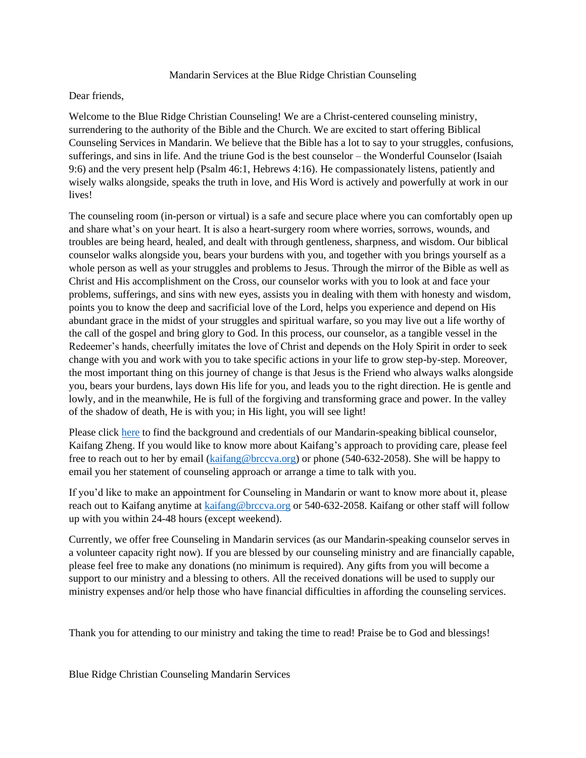Mandarin Services at the Blue Ridge Christian Counseling

Dear friends,

Welcome to the Blue Ridge Christian Counseling! We are a Christ-centered counseling ministry, surrendering to the authority of the Bible and the Church. We are excited to start offering Biblical Counseling Services in Mandarin. We believe that the Bible has a lot to say to your struggles, confusions, sufferings, and sins in life. And the triune God is the best counselor – the Wonderful Counselor (Isaiah 9:6) and the very present help (Psalm 46:1, Hebrews 4:16). He compassionately listens, patiently and wisely walks alongside, speaks the truth in love, and His Word is actively and powerfully at work in our lives!

The counseling room (in-person or virtual) is a safe and secure place where you can comfortably open up and share what's on your heart. It is also a heart-surgery room where worries, sorrows, wounds, and troubles are being heard, healed, and dealt with through gentleness, sharpness, and wisdom. Our biblical counselor walks alongside you, bears your burdens with you, and together with you brings yourself as a whole person as well as your struggles and problems to Jesus. Through the mirror of the Bible as well as Christ and His accomplishment on the Cross, our counselor works with you to look at and face your problems, sufferings, and sins with new eyes, assists you in dealing with them with honesty and wisdom, points you to know the deep and sacrificial love of the Lord, helps you experience and depend on His abundant grace in the midst of your struggles and spiritual warfare, so you may live out a life worthy of the call of the gospel and bring glory to God. In this process, our counselor, as a tangible vessel in the Redeemer's hands, cheerfully imitates the love of Christ and depends on the Holy Spirit in order to seek change with you and work with you to take specific actions in your life to grow step-by-step. Moreover, the most important thing on this journey of change is that Jesus is the Friend who always walks alongside you, bears your burdens, lays down His life for you, and leads you to the right direction. He is gentle and lowly, and in the meanwhile, He is full of the forgiving and transforming grace and power. In the valley of the shadow of death, He is with you; in His light, you will see light!

Please click here to find the background and credentials of our Mandarin-speaking biblical counselor, Kaifang Zheng. If you would like to know more about Kaifang's approach to providing care, please feel free to reach out to her by email (kaifang@brccva.org) or phone (540-632-2058). She will be happy to email you her statement of counseling approach or arrange a time to talk with you.

If you'd like to make an appointment for Counseling in Mandarin or want to know more about it, please reach out to Kaifang anytime at kaifang@brccva.org or 540-632-2058. Kaifang or other staff will follow up with you within 24-48 hours (except weekend).

Currently, we offer free Counseling in Mandarin services (as our Mandarin-speaking counselor serves in a volunteer capacity right now). If you are blessed by our counseling ministry and are financially capable, please feel free to make any donations (no minimum is required). Any gifts from you will become a support to our ministry and a blessing to others. All the received donations will be used to supply our ministry expenses and/or help those who have financial difficulties in affording the counseling services.

Thank you for attending to our ministry and taking the time to read! Praise be to God and blessings!

Blue Ridge Christian Counseling Mandarin Services